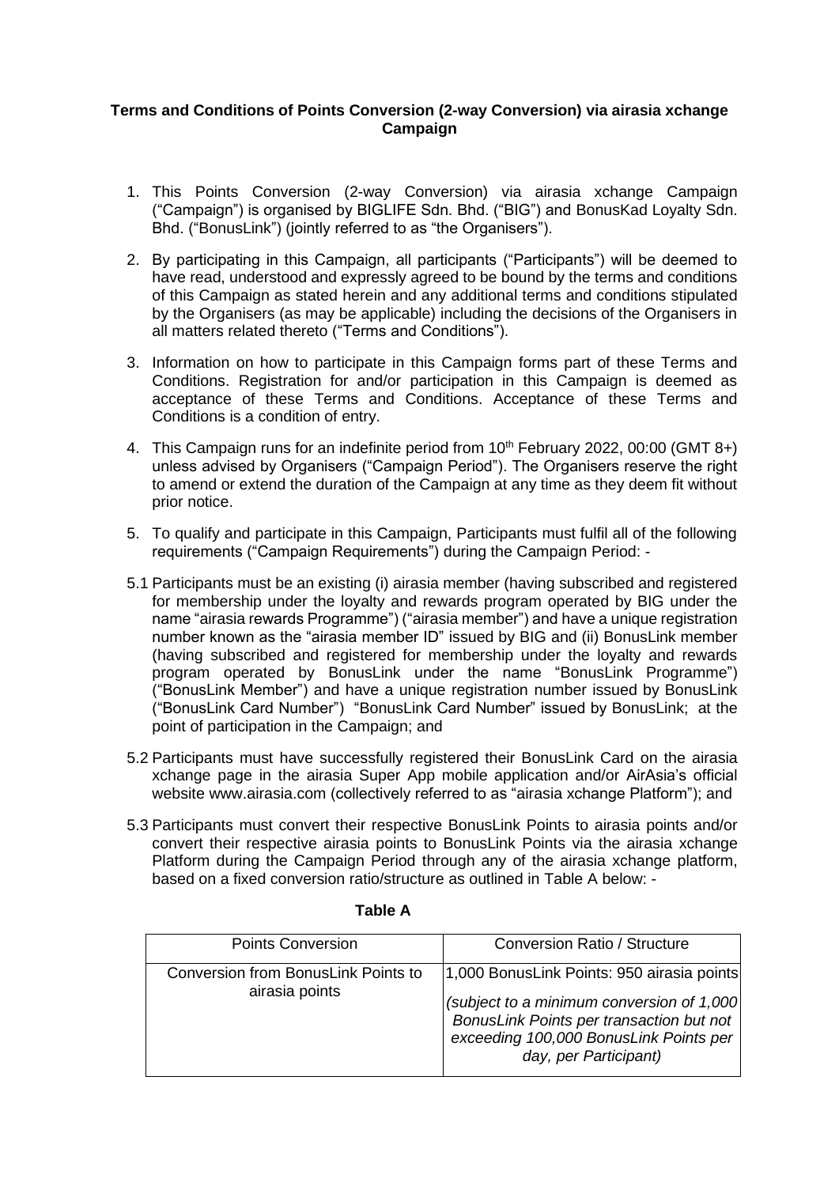**Terms and Conditions of Points Conversion (2-way Conversion) via airasia xchange Campaign**

1. This Points Conversion (2-way Conversion) via airasia xchange Campaign ("Campaign") is organised by BIGLIFE Sdn. Bhd. ("BIG") and BonusKad Loyalty Sdn. Bhd. ("BonusLink") (jointly referred to as "the Organisers").

2. By participating in this Campaign, all participants ("Participants") will be deemed to have read, understood and expressly agreed to be bound by the terms and conditions of this Campaign as stated herein and any additional terms and conditions stipulated by the Organisers (as may be applicable) including the decisions of the Organisers in all matters related thereto ("Terms and Conditions").

3. Information on how to participate in this Campaign forms part of these Terms and Conditions. Registration for and/or participation in this Campaign is deemed as acceptance of these Terms and Conditions. Acceptance of these Terms and Conditions is a condition of entry.

4. This Campaign runs for an indefinite period from 10th February 2022, 00:00 (GMT 8+) unless advised by Organisers ("Campaign Period"). The Organisers reserve the right to amend or extend the duration of the Campaign at any time as they deem fit without prior notice.

5. To qualify and participate in this Campaign, Participants must fulfil all of the following requirements ("Campaign Requirements") during the Campaign Period: -

5.1 Participants must be an existing (i) airasia member (having subscribed and registered for membership under the loyalty and rewards program operated by BIG under the name "airasia rewards Programme") ("airasia member") and have a unique registration number known as the "airasia member ID" issued by BIG and (ii) BonusLink member (having subscribed and registered for membership under the loyalty and rewards program operated by BonusLink under the name "BonusLink Programme") ("BonusLink Member") and have a unique registration number issued by BonusLink ("BonusLink Card Number") "BonusLink Card Number" issued by BonusLink; at the point of participation in the Campaign; and

5.2 Participants must have successfully registered their BonusLink Card on the airasia xchange page in the airasia Super App mobile application and/or AirAsia's official website www.airasia.com (collectively referred to as "airasia xchange Platform"); and

5.3 Participants must convert their respective BonusLink Points to airasia points and/or convert their respective airasia points to BonusLink Points via the airasia xchange Platform during the Campaign Period through any of the airasia xchange platform, based on a fixed conversion ratio/structure as outlined in Table A below: -

**Table A**

| Points Conversion | Conversion Ratio / Structure |
|---|---|
| Conversion from BonusLink Points to airasia points | 1,000 BonusLink Points: 950 airasia points<br>*(subject to a minimum conversion of 1,000 BonusLink Points per transaction but not exceeding 100,000 BonusLink Points per day, per Participant)* |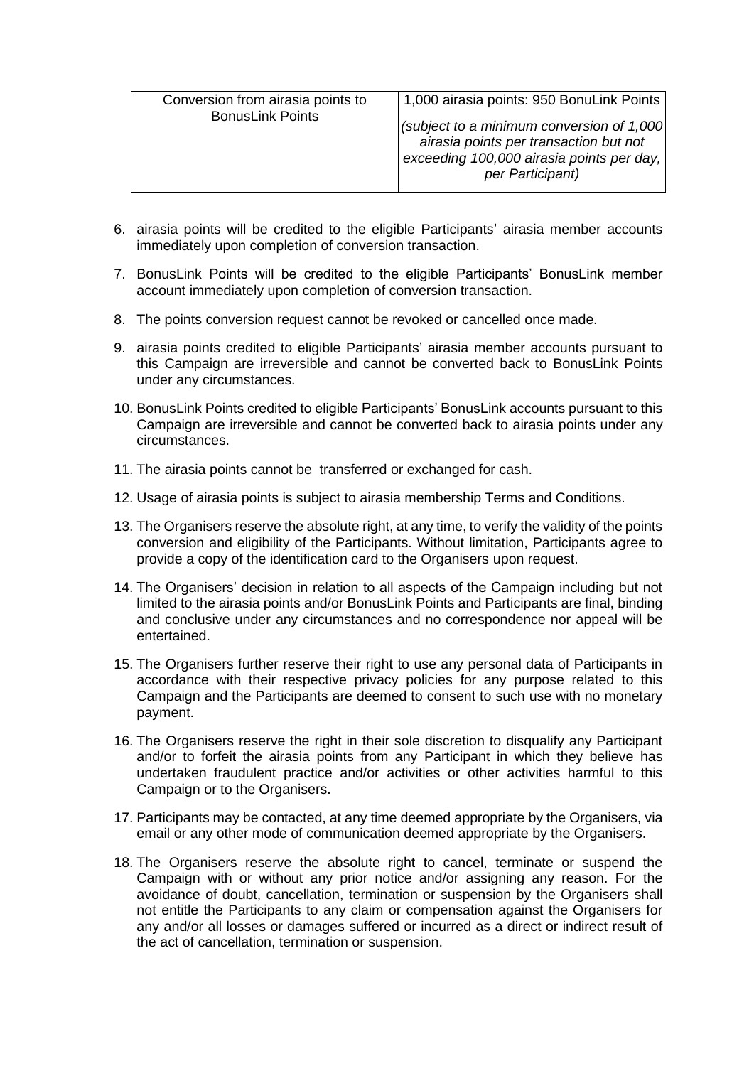| Conversion from airasia points to BonusLink Points | 1,000 airasia points: 950 BonuLink Points *(subject to a minimum conversion of 1,000 airasia points per transaction but not exceeding 100,000 airasia points per day, per Participant)* |
|---|---|

6. airasia points will be credited to the eligible Participants' airasia member accounts immediately upon completion of conversion transaction.
7. BonusLink Points will be credited to the eligible Participants' BonusLink member account immediately upon completion of conversion transaction.
8. The points conversion request cannot be revoked or cancelled once made.
9. airasia points credited to eligible Participants' airasia member accounts pursuant to this Campaign are irreversible and cannot be converted back to BonusLink Points under any circumstances.
10. BonusLink Points credited to eligible Participants' BonusLink accounts pursuant to this Campaign are irreversible and cannot be converted back to airasia points under any circumstances.
11. The airasia points cannot be transferred or exchanged for cash.
12. Usage of airasia points is subject to airasia membership Terms and Conditions.
13. The Organisers reserve the absolute right, at any time, to verify the validity of the points conversion and eligibility of the Participants. Without limitation, Participants agree to provide a copy of the identification card to the Organisers upon request.
14. The Organisers' decision in relation to all aspects of the Campaign including but not limited to the airasia points and/or BonusLink Points and Participants are final, binding and conclusive under any circumstances and no correspondence nor appeal will be entertained.
15. The Organisers further reserve their right to use any personal data of Participants in accordance with their respective privacy policies for any purpose related to this Campaign and the Participants are deemed to consent to such use with no monetary payment.
16. The Organisers reserve the right in their sole discretion to disqualify any Participant and/or to forfeit the airasia points from any Participant in which they believe has undertaken fraudulent practice and/or activities or other activities harmful to this Campaign or to the Organisers.
17. Participants may be contacted, at any time deemed appropriate by the Organisers, via email or any other mode of communication deemed appropriate by the Organisers.
18. The Organisers reserve the absolute right to cancel, terminate or suspend the Campaign with or without any prior notice and/or assigning any reason. For the avoidance of doubt, cancellation, termination or suspension by the Organisers shall not entitle the Participants to any claim or compensation against the Organisers for any and/or all losses or damages suffered or incurred as a direct or indirect result of the act of cancellation, termination or suspension.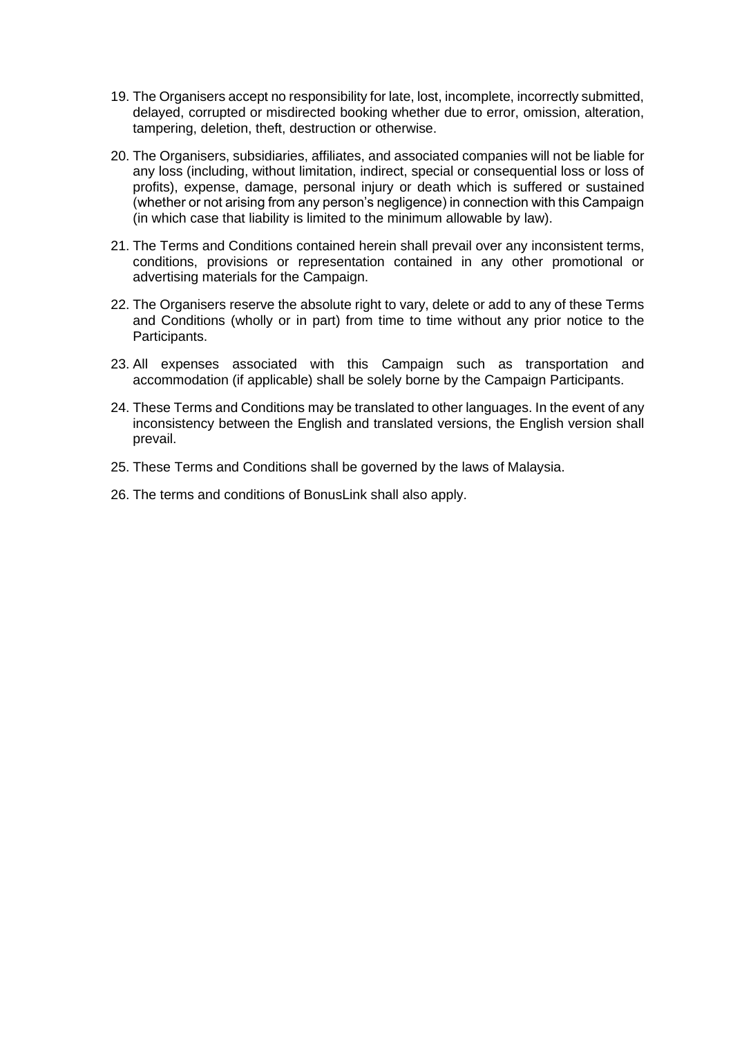19. The Organisers accept no responsibility for late, lost, incomplete, incorrectly submitted, delayed, corrupted or misdirected booking whether due to error, omission, alteration, tampering, deletion, theft, destruction or otherwise.

20. The Organisers, subsidiaries, affiliates, and associated companies will not be liable for any loss (including, without limitation, indirect, special or consequential loss or loss of profits), expense, damage, personal injury or death which is suffered or sustained (whether or not arising from any person's negligence) in connection with this Campaign (in which case that liability is limited to the minimum allowable by law).

21. The Terms and Conditions contained herein shall prevail over any inconsistent terms, conditions, provisions or representation contained in any other promotional or advertising materials for the Campaign.

22. The Organisers reserve the absolute right to vary, delete or add to any of these Terms and Conditions (wholly or in part) from time to time without any prior notice to the Participants.

23. All expenses associated with this Campaign such as transportation and accommodation (if applicable) shall be solely borne by the Campaign Participants.

24. These Terms and Conditions may be translated to other languages. In the event of any inconsistency between the English and translated versions, the English version shall prevail.

25. These Terms and Conditions shall be governed by the laws of Malaysia.

26. The terms and conditions of BonusLink shall also apply.